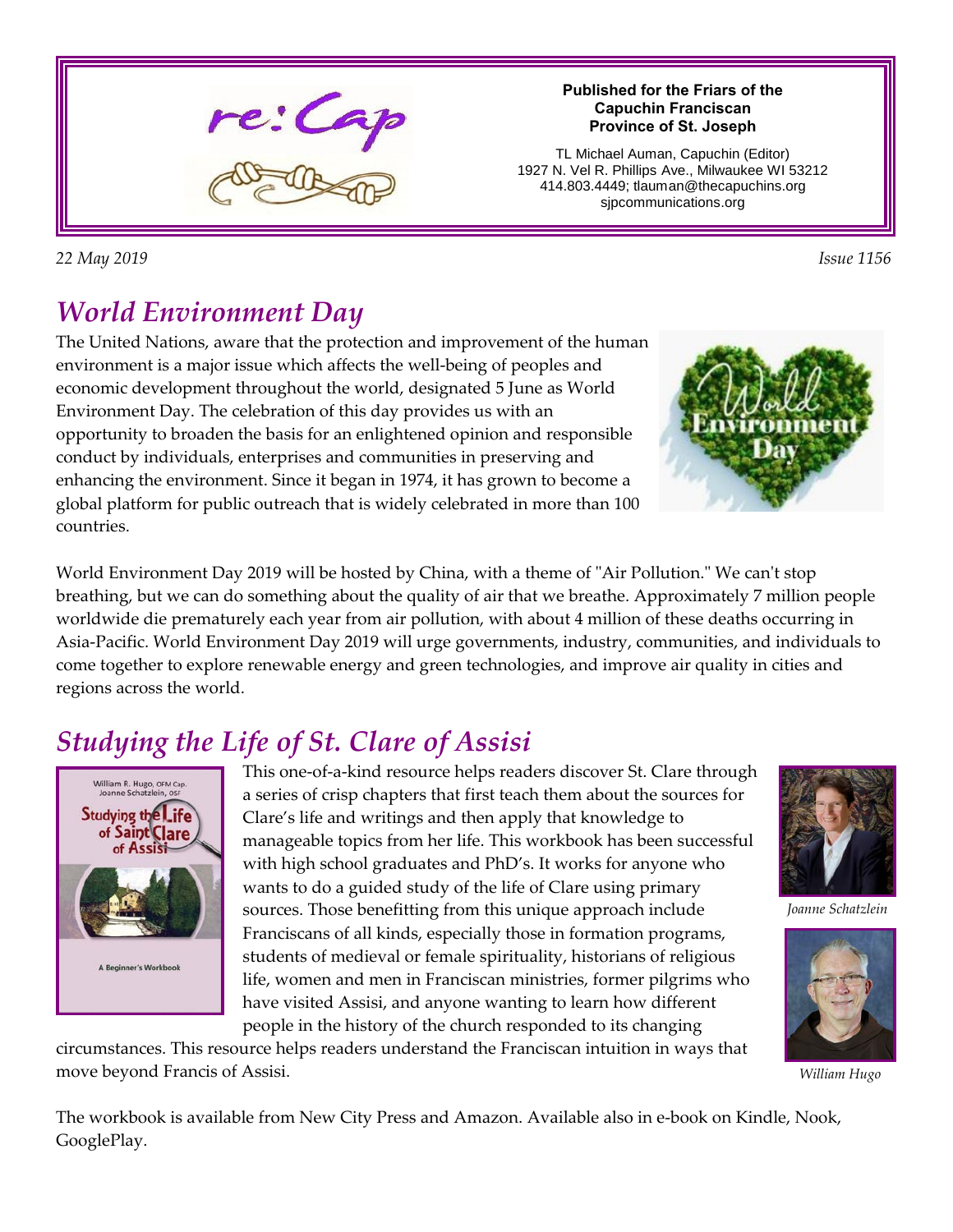re:Cap

**Published for the Friars of the Capuchin Franciscan Province of St. Joseph**

TL Michael Auman, Capuchin (Editor)
1927 N. Vel R. Phillips Ave., Milwaukee WI 53212
414.803.4449; tlauman@thecapuchins.org
sjpcommunications.org

*22 May 2019* *Issue 1156*

# *World Environment Day*

The United Nations, aware that the protection and improvement of the human environment is a major issue which affects the well-being of peoples and economic development throughout the world, designated 5 June as World Environment Day. The celebration of this day provides us with an opportunity to broaden the basis for an enlightened opinion and responsible conduct by individuals, enterprises and communities in preserving and enhancing the environment. Since it began in 1974, it has grown to become a global platform for public outreach that is widely celebrated in more than 100 countries.

World Environment Day 2019 will be hosted by China, with a theme of "Air Pollution." We can't stop breathing, but we can do something about the quality of air that we breathe. Approximately 7 million people worldwide die prematurely each year from air pollution, with about 4 million of these deaths occurring in Asia-Pacific. World Environment Day 2019 will urge governments, industry, communities, and individuals to come together to explore renewable energy and green technologies, and improve air quality in cities and regions across the world.

# *Studying the Life of St. Clare of Assisi*

This one-of-a-kind resource helps readers discover St. Clare through a series of crisp chapters that first teach them about the sources for Clare's life and writings and then apply that knowledge to manageable topics from her life. This workbook has been successful with high school graduates and PhD's. It works for anyone who wants to do a guided study of the life of Clare using primary sources. Those benefitting from this unique approach include Franciscans of all kinds, especially those in formation programs, students of medieval or female spirituality, historians of religious life, women and men in Franciscan ministries, former pilgrims who have visited Assisi, and anyone wanting to learn how different people in the history of the church responded to its changing circumstances. This resource helps readers understand the Franciscan intuition in ways that move beyond Francis of Assisi.

*Joanne Schatzlein*

*William Hugo*

The workbook is available from New City Press and Amazon. Available also in e-book on Kindle, Nook, GooglePlay.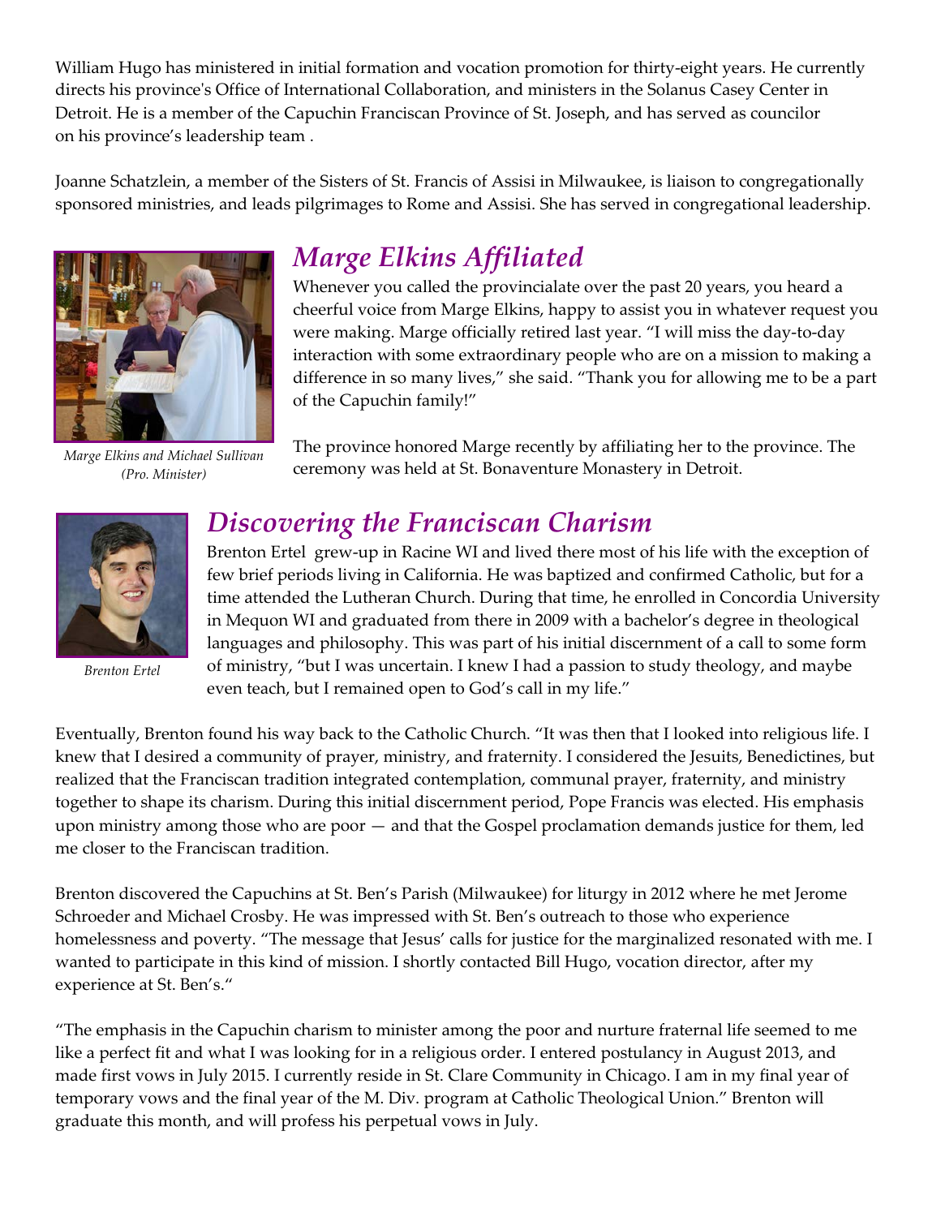William Hugo has ministered in initial formation and vocation promotion for thirty-eight years. He currently directs his province's Office of International Collaboration, and ministers in the Solanus Casey Center in Detroit. He is a member of the Capuchin Franciscan Province of St. Joseph, and has served as councilor on his province's leadership team .

Joanne Schatzlein, a member of the Sisters of St. Francis of Assisi in Milwaukee, is liaison to congregationally sponsored ministries, and leads pilgrimages to Rome and Assisi. She has served in congregational leadership.

## *Marge Elkins Affiliated*

*Marge Elkins and Michael Sullivan (Pro. Minister)*

Whenever you called the provincialate over the past 20 years, you heard a cheerful voice from Marge Elkins, happy to assist you in whatever request you were making. Marge officially retired last year. "I will miss the day-to-day interaction with some extraordinary people who are on a mission to making a difference in so many lives," she said. "Thank you for allowing me to be a part of the Capuchin family!"

The province honored Marge recently by affiliating her to the province. The ceremony was held at St. Bonaventure Monastery in Detroit.

## *Discovering the Franciscan Charism*

*Brenton Ertel*

Brenton Ertel grew-up in Racine WI and lived there most of his life with the exception of few brief periods living in California. He was baptized and confirmed Catholic, but for a time attended the Lutheran Church. During that time, he enrolled in Concordia University in Mequon WI and graduated from there in 2009 with a bachelor's degree in theological languages and philosophy. This was part of his initial discernment of a call to some form of ministry, "but I was uncertain. I knew I had a passion to study theology, and maybe even teach, but I remained open to God's call in my life."

Eventually, Brenton found his way back to the Catholic Church. "It was then that I looked into religious life. I knew that I desired a community of prayer, ministry, and fraternity. I considered the Jesuits, Benedictines, but realized that the Franciscan tradition integrated contemplation, communal prayer, fraternity, and ministry together to shape its charism. During this initial discernment period, Pope Francis was elected. His emphasis upon ministry among those who are poor — and that the Gospel proclamation demands justice for them, led me closer to the Franciscan tradition.

Brenton discovered the Capuchins at St. Ben's Parish (Milwaukee) for liturgy in 2012 where he met Jerome Schroeder and Michael Crosby. He was impressed with St. Ben's outreach to those who experience homelessness and poverty. "The message that Jesus' calls for justice for the marginalized resonated with me. I wanted to participate in this kind of mission. I shortly contacted Bill Hugo, vocation director, after my experience at St. Ben's."

"The emphasis in the Capuchin charism to minister among the poor and nurture fraternal life seemed to me like a perfect fit and what I was looking for in a religious order. I entered postulancy in August 2013, and made first vows in July 2015. I currently reside in St. Clare Community in Chicago. I am in my final year of temporary vows and the final year of the M. Div. program at Catholic Theological Union." Brenton will graduate this month, and will profess his perpetual vows in July.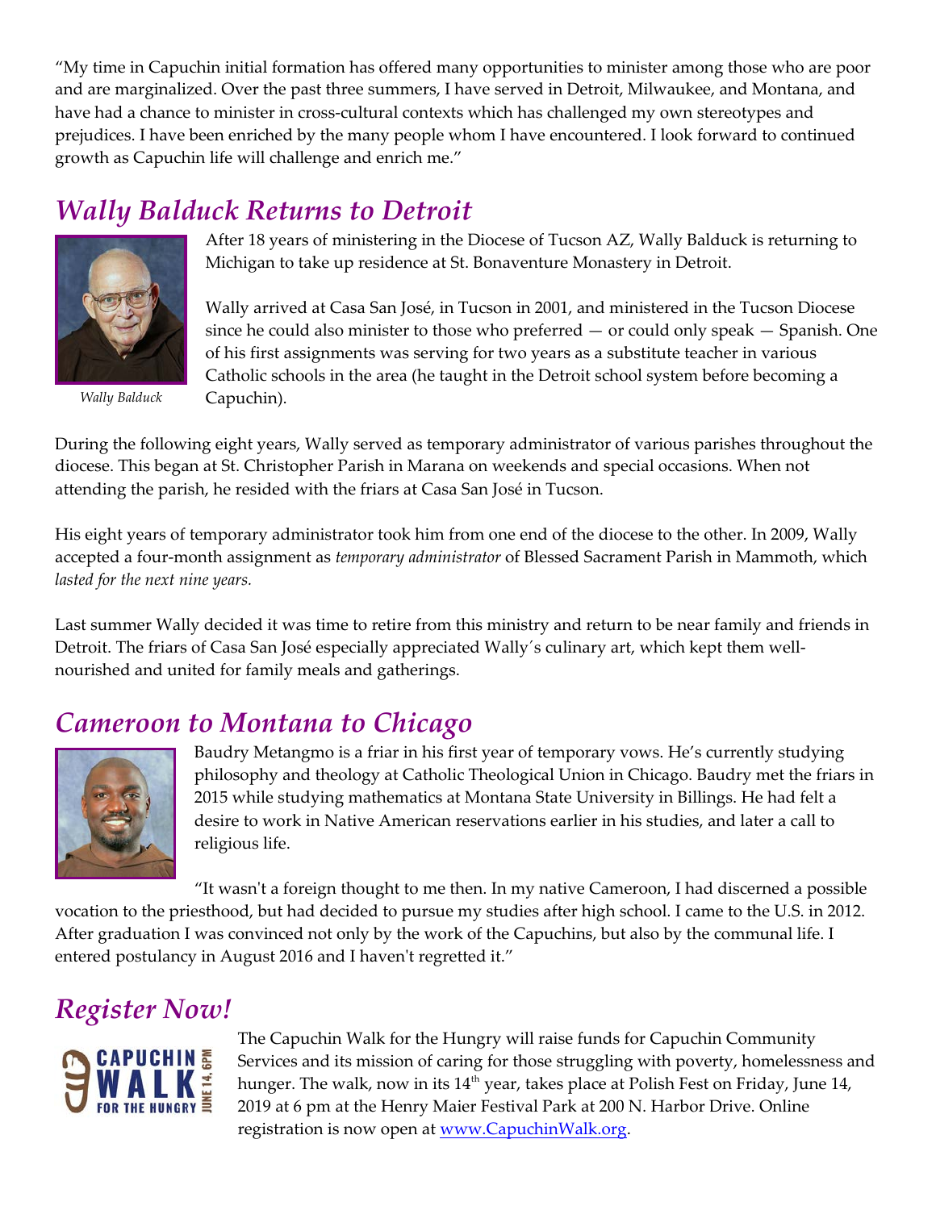"My time in Capuchin initial formation has offered many opportunities to minister among those who are poor and are marginalized. Over the past three summers, I have served in Detroit, Milwaukee, and Montana, and have had a chance to minister in cross-cultural contexts which has challenged my own stereotypes and prejudices. I have been enriched by the many people whom I have encountered. I look forward to continued growth as Capuchin life will challenge and enrich me."

## *Wally Balduck Returns to Detroit*

*Wally Balduck*

After 18 years of ministering in the Diocese of Tucson AZ, Wally Balduck is returning to Michigan to take up residence at St. Bonaventure Monastery in Detroit.

Wally arrived at Casa San José, in Tucson in 2001, and ministered in the Tucson Diocese since he could also minister to those who preferred — or could only speak — Spanish. One of his first assignments was serving for two years as a substitute teacher in various Catholic schools in the area (he taught in the Detroit school system before becoming a Capuchin).

During the following eight years, Wally served as temporary administrator of various parishes throughout the diocese. This began at St. Christopher Parish in Marana on weekends and special occasions. When not attending the parish, he resided with the friars at Casa San José in Tucson.

His eight years of temporary administrator took him from one end of the diocese to the other. In 2009, Wally accepted a four-month assignment as *temporary administrator* of Blessed Sacrament Parish in Mammoth, which *lasted for the next nine years.*

Last summer Wally decided it was time to retire from this ministry and return to be near family and friends in Detroit. The friars of Casa San José especially appreciated Wally´s culinary art, which kept them well-nourished and united for family meals and gatherings.

## *Cameroon to Montana to Chicago*

Baudry Metangmo is a friar in his first year of temporary vows. He's currently studying philosophy and theology at Catholic Theological Union in Chicago. Baudry met the friars in 2015 while studying mathematics at Montana State University in Billings. He had felt a desire to work in Native American reservations earlier in his studies, and later a call to religious life.

"It wasn't a foreign thought to me then. In my native Cameroon, I had discerned a possible vocation to the priesthood, but had decided to pursue my studies after high school. I came to the U.S. in 2012. After graduation I was convinced not only by the work of the Capuchins, but also by the communal life. I entered postulancy in August 2016 and I haven't regretted it."

## *Register Now!*

The Capuchin Walk for the Hungry will raise funds for Capuchin Community Services and its mission of caring for those struggling with poverty, homelessness and hunger. The walk, now in its 14th year, takes place at Polish Fest on Friday, June 14, 2019 at 6 pm at the Henry Maier Festival Park at 200 N. Harbor Drive. Online registration is now open at www.CapuchinWalk.org.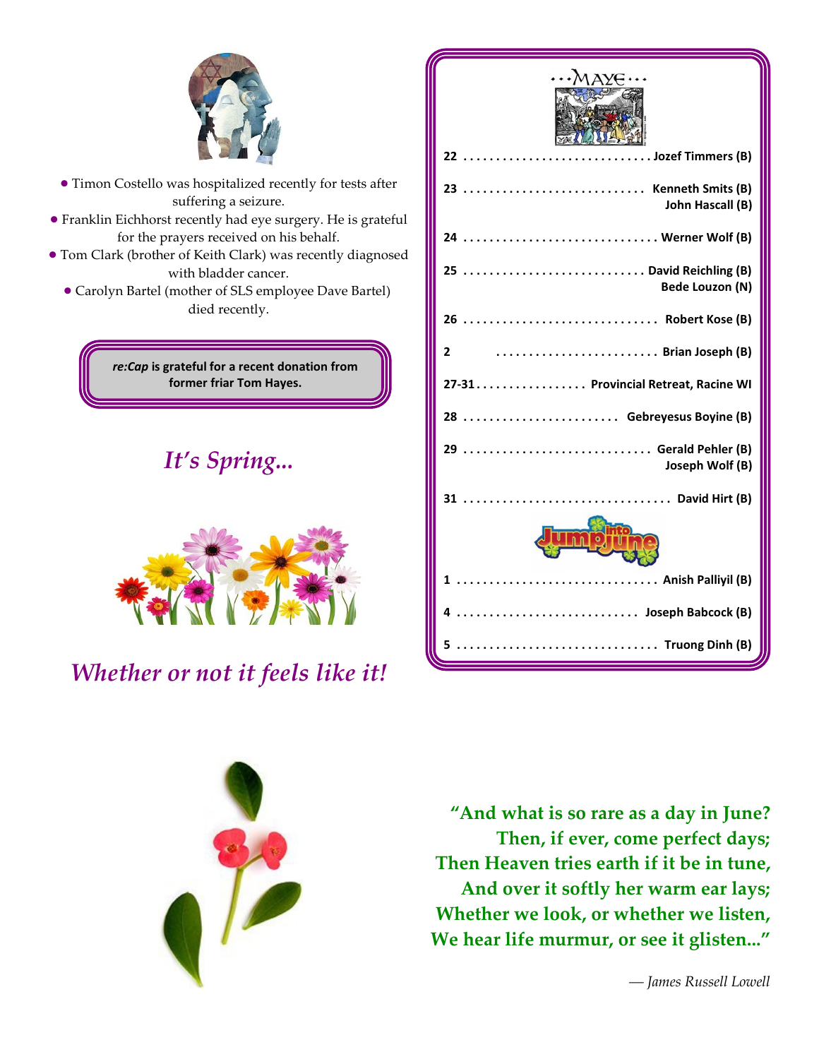- Timon Costello was hospitalized recently for tests after suffering a seizure.
- Franklin Eichhorst recently had eye surgery. He is grateful for the prayers received on his behalf.
- Tom Clark (brother of Keith Clark) was recently diagnosed with bladder cancer.
- Carolyn Bartel (mother of SLS employee Dave Bartel) died recently.

***re:Cap* is grateful for a recent donation from former friar Tom Hayes.**

## *It's Spring...*

## *Whether or not it feels like it!*

**MAYE**

| | |
|---|---|
| **22** | **Jozef Timmers (B)** |
| **23** | **Kenneth Smits (B)**<br>**John Hascall (B)** |
| **24** | **Werner Wolf (B)** |
| **25** | **David Reichling (B)**<br>**Bede Louzon (N)** |
| **26** | **Robert Kose (B)** |
| **2** | **Brian Joseph (B)** |
| **27-31** | **Provincial Retreat, Racine WI** |
| **28** | **Gebreyesus Boyine (B)** |
| **29** | **Gerald Pehler (B)**<br>**Joseph Wolf (B)** |
| **31** | **David Hirt (B)** |

**Jump into June**

| | |
|---|---|
| **1** | **Anish Palliyil (B)** |
| **4** | **Joseph Babcock (B)** |
| **5** | **Truong Dinh (B)** |

**"And what is so rare as a day in June?**
**Then, if ever, come perfect days;**
**Then Heaven tries earth if it be in tune,**
**And over it softly her warm ear lays;**
**Whether we look, or whether we listen,**
**We hear life murmur, or see it glisten..."**

*— James Russell Lowell*